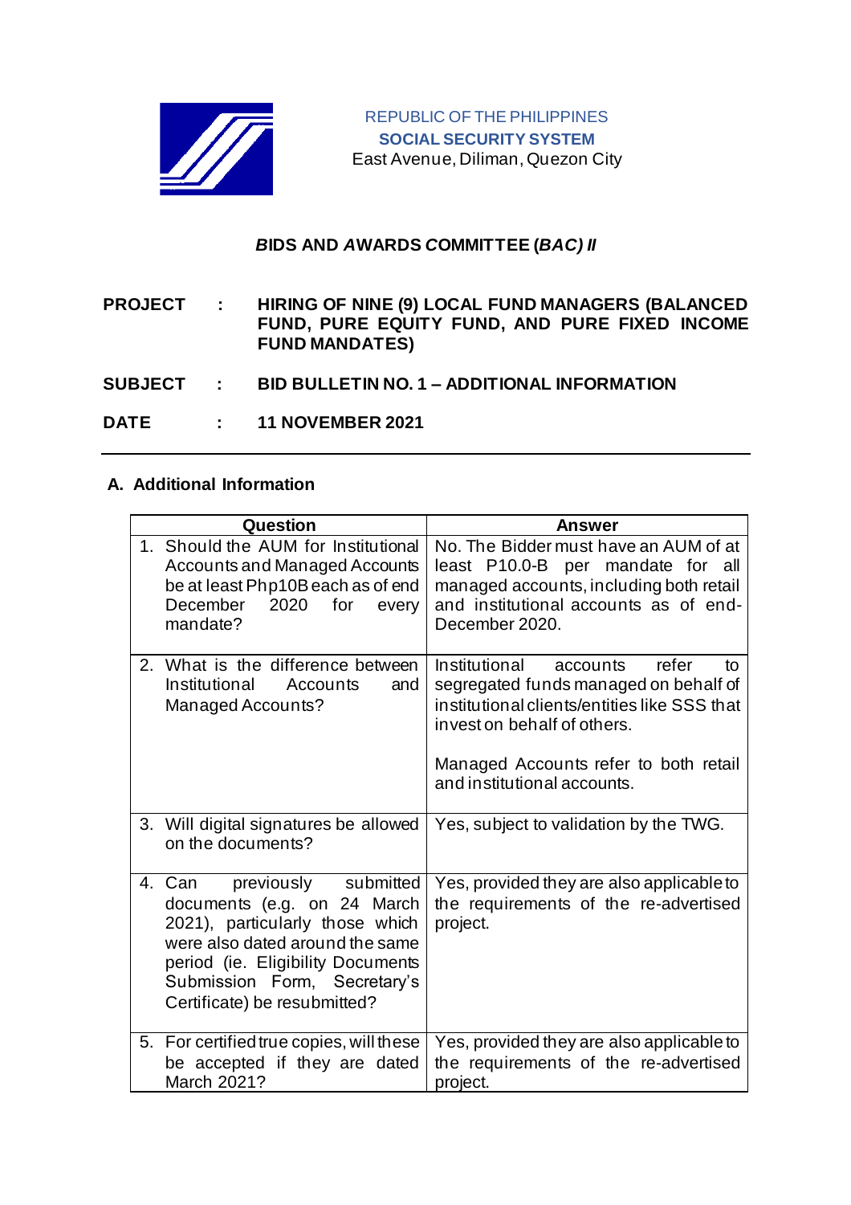REPUBLIC OF THE PHILIPPINES
**SOCIAL SECURITY SYSTEM**
East Avenue, Diliman, Quezon City

## ***B*IDS AND *A*WARDS *C*OMMITTEE (*BAC) II***

**PROJECT : HIRING OF NINE (9) LOCAL FUND MANAGERS (BALANCED FUND, PURE EQUITY FUND, AND PURE FIXED INCOME FUND MANDATES)**

**SUBJECT : BID BULLETIN NO. 1 – ADDITIONAL INFORMATION**

**DATE : 11 NOVEMBER 2021**

---

### A. Additional Information

| Question | Answer |
|---|---|
| 1. Should the AUM for Institutional Accounts and Managed Accounts be at least Php10B each as of end December 2020 for every mandate? | No. The Bidder must have an AUM of at least P10.0-B per mandate for all managed accounts, including both retail and institutional accounts as of end-December 2020. |
| 2. What is the difference between Institutional Accounts and Managed Accounts? | Institutional accounts refer to segregated funds managed on behalf of institutional clients/entities like SSS that invest on behalf of others.<br><br>Managed Accounts refer to both retail and institutional accounts. |
| 3. Will digital signatures be allowed on the documents? | Yes, subject to validation by the TWG. |
| 4. Can previously submitted documents (e.g. on 24 March 2021), particularly those which were also dated around the same period (ie. Eligibility Documents Submission Form, Secretary's Certificate) be resubmitted? | Yes, provided they are also applicable to the requirements of the re-advertised project. |
| 5. For certified true copies, will these be accepted if they are dated March 2021? | Yes, provided they are also applicable to the requirements of the re-advertised project. |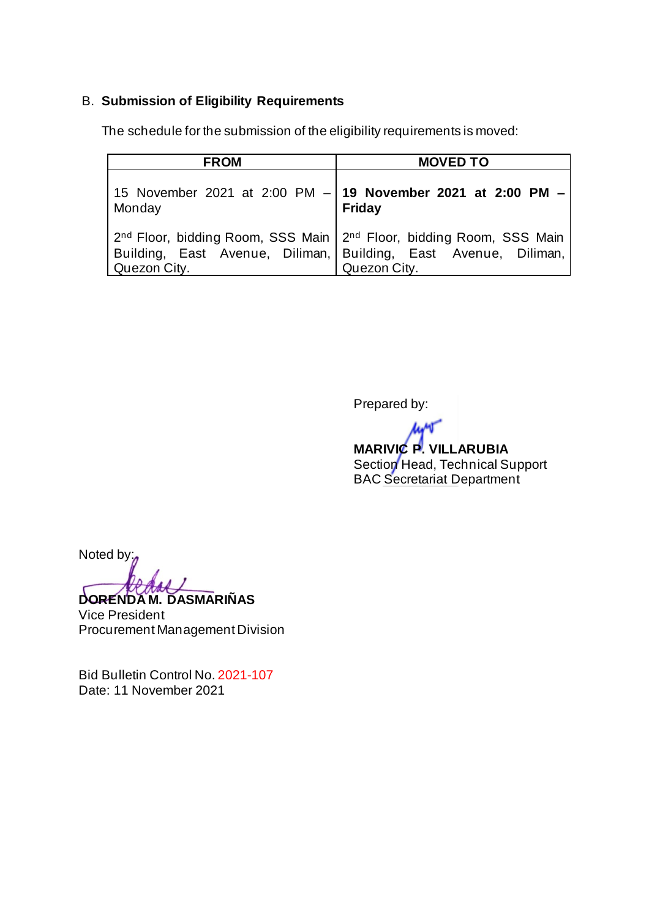B. **Submission of Eligibility Requirements**

The schedule for the submission of the eligibility requirements is moved:

| FROM | MOVED TO |
|---|---|
| 15 November 2021 at 2:00 PM – Monday<br><br>2nd Floor, bidding Room, SSS Main Building, East Avenue, Diliman, Quezon City. | **19 November 2021 at 2:00 PM – Friday**<br><br>2nd Floor, bidding Room, SSS Main Building, East Avenue, Diliman, Quezon City. |

Prepared by:

**MARIVIC P. VILLARUBIA**
Section Head, Technical Support
BAC Secretariat Department

Noted by:

**DORENDA M. DASMARIÑAS**
Vice President
Procurement Management Division

Bid Bulletin Control No. 2021-107
Date: 11 November 2021